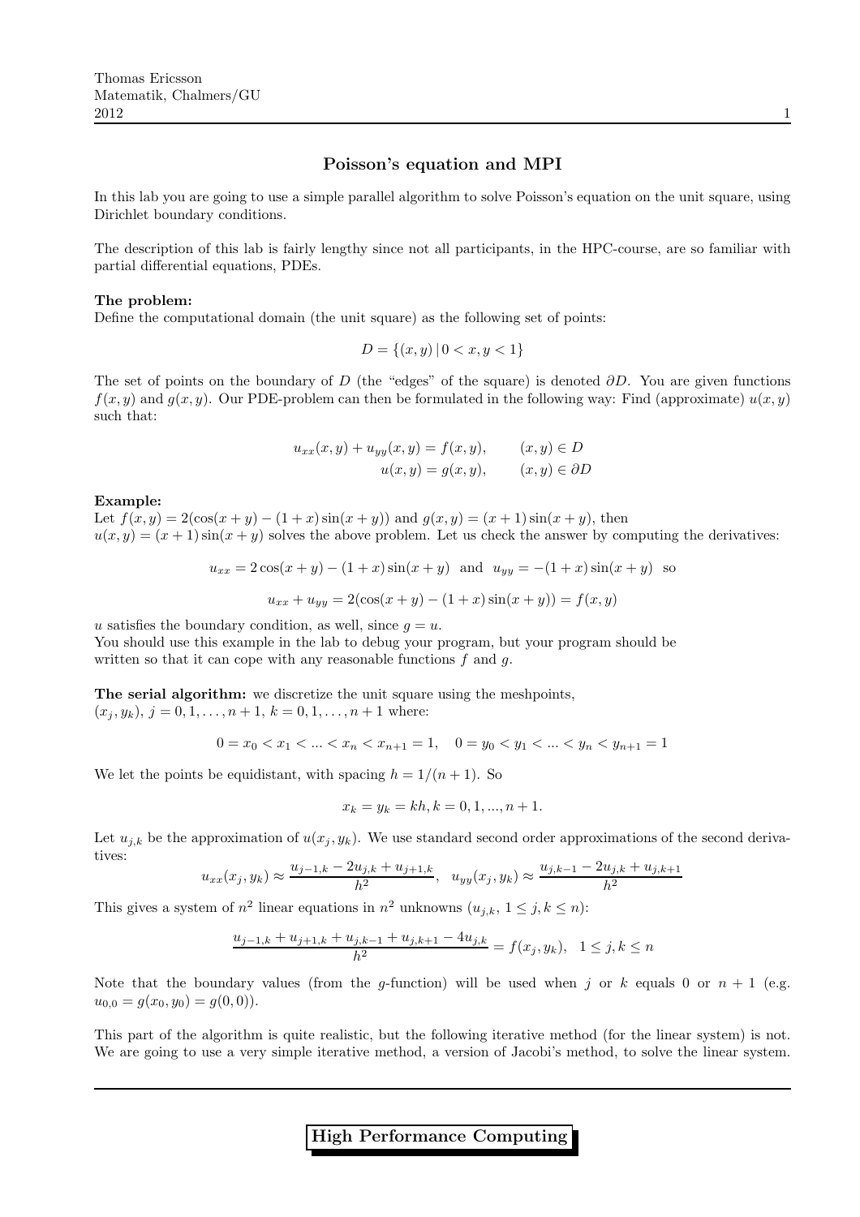# Poisson's equation and MPI

In this lab you are going to use a simple parallel algorithm to solve Poisson's equation on the unit square, using Dirichlet boundary conditions.

The description of this lab is fairly lengthy since not all participants, in the HPC-course, are so familiar with partial differential equations, PDEs.

**The problem:**
Define the computational domain (the unit square) as the following set of points:

$$D = \{(x, y) \,|\, 0 < x, y < 1\}$$

The set of points on the boundary of $D$ (the "edges" of the square) is denoted $\partial D$. You are given functions $f(x, y)$ and $g(x, y)$. Our PDE-problem can then be formulated in the following way: Find (approximate) $u(x, y)$ such that:

$$\begin{aligned} u_{xx}(x, y) + u_{yy}(x, y) &= f(x, y), \qquad (x, y) \in D \\ u(x, y) &= g(x, y), \qquad (x, y) \in \partial D \end{aligned}$$

**Example:**
Let $f(x, y) = 2(\cos(x + y) - (1 + x)\sin(x + y))$ and $g(x, y) = (x + 1)\sin(x + y)$, then $u(x, y) = (x + 1)\sin(x + y)$ solves the above problem. Let us check the answer by computing the derivatives:

$$u_{xx} = 2\cos(x + y) - (1 + x)\sin(x + y) \;\text{ and }\; u_{yy} = -(1 + x)\sin(x + y) \;\text{ so}$$

$$u_{xx} + u_{yy} = 2(\cos(x + y) - (1 + x)\sin(x + y)) = f(x, y)$$

$u$ satisfies the boundary condition, as well, since $g = u$.
You should use this example in the lab to debug your program, but your program should be written so that it can cope with any reasonable functions $f$ and $g$.

**The serial algorithm:** we discretize the unit square using the meshpoints, $(x_j, y_k)$, $j = 0, 1, \ldots, n + 1$, $k = 0, 1, \ldots, n + 1$ where:

$$0 = x_0 < x_1 < \ldots < x_n < x_{n+1} = 1, \quad 0 = y_0 < y_1 < \ldots < y_n < y_{n+1} = 1$$

We let the points be equidistant, with spacing $h = 1/(n + 1)$. So

$$x_k = y_k = kh, k = 0, 1, ..., n + 1.$$

Let $u_{j,k}$ be the approximation of $u(x_j, y_k)$. We use standard second order approximations of the second derivatives:

$$u_{xx}(x_j, y_k) \approx \frac{u_{j-1,k} - 2u_{j,k} + u_{j+1,k}}{h^2}, \quad u_{yy}(x_j, y_k) \approx \frac{u_{j,k-1} - 2u_{j,k} + u_{j,k+1}}{h^2}$$

This gives a system of $n^2$ linear equations in $n^2$ unknowns ($u_{j,k}$, $1 \le j, k \le n$):

$$\frac{u_{j-1,k} + u_{j+1,k} + u_{j,k-1} + u_{j,k+1} - 4u_{j,k}}{h^2} = f(x_j, y_k), \quad 1 \le j, k \le n$$

Note that the boundary values (from the $g$-function) will be used when $j$ or $k$ equals 0 or $n + 1$ (e.g. $u_{0,0} = g(x_0, y_0) = g(0, 0)$).

This part of the algorithm is quite realistic, but the following iterative method (for the linear system) is not. We are going to use a very simple iterative method, a version of Jacobi's method, to solve the linear system.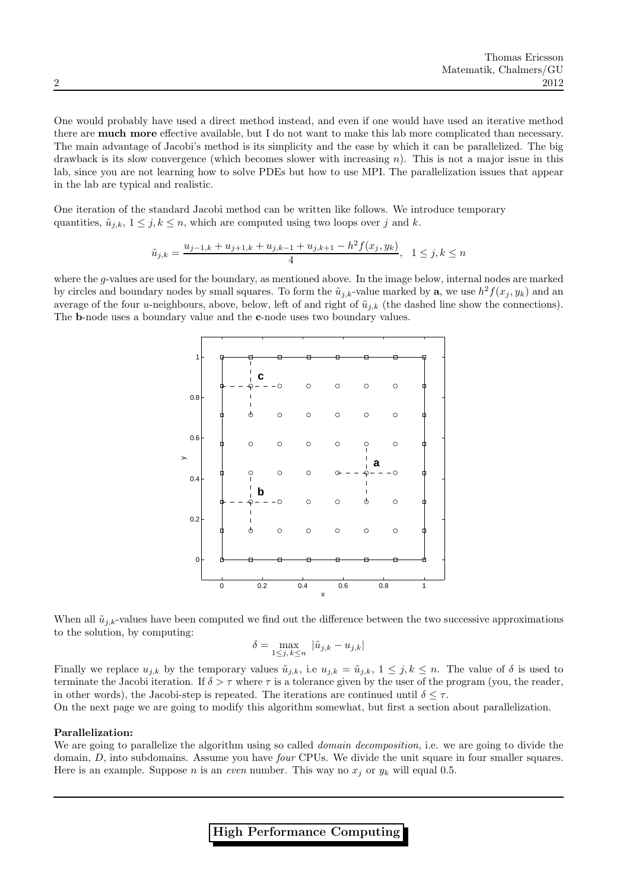One would probably have used a direct method instead, and even if one would have used an iterative method there are **much more** effective available, but I do not want to make this lab more complicated than necessary. The main advantage of Jacobi's method is its simplicity and the ease by which it can be parallelized. The big drawback is its slow convergence (which becomes slower with increasing $n$). This is not a major issue in this lab, since you are not learning how to solve PDEs but how to use MPI. The parallelization issues that appear in the lab are typical and realistic.

One iteration of the standard Jacobi method can be written like follows. We introduce temporary quantities, $\tilde{u}_{j,k}$, $1 \le j, k \le n$, which are computed using two loops over $j$ and $k$.

$$\tilde{u}_{j,k} = \frac{u_{j-1,k} + u_{j+1,k} + u_{j,k-1} + u_{j,k+1} - h^2 f(x_j, y_k)}{4}, \quad 1 \le j, k \le n$$

where the $g$-values are used for the boundary, as mentioned above. In the image below, internal nodes are marked by circles and boundary nodes by small squares. To form the $\tilde{u}_{j,k}$-value marked by **a**, we use $h^2 f(x_j, y_k)$ and an average of the four $u$-neighbours, above, below, left of and right of $\tilde{u}_{j,k}$ (the dashed line show the connections). The **b**-node uses a boundary value and the **c**-node uses two boundary values.

When all $\tilde{u}_{j,k}$-values have been computed we find out the difference between the two successive approximations to the solution, by computing:

$$\delta = \max_{1 \le j, k \le n} |\tilde{u}_{j,k} - u_{j,k}|$$

Finally we replace $u_{j,k}$ by the temporary values $\tilde{u}_{j,k}$, i.e $u_{j,k} = \tilde{u}_{j,k}$, $1 \le j, k \le n$. The value of $\delta$ is used to terminate the Jacobi iteration. If $\delta > \tau$ where $\tau$ is a tolerance given by the user of the program (you, the reader, in other words), the Jacobi-step is repeated. The iterations are continued until $\delta \le \tau$.
On the next page we are going to modify this algorithm somewhat, but first a section about parallelization.

**Parallelization:**
We are going to parallelize the algorithm using so called *domain decomposition*, i.e. we are going to divide the domain, $D$, into subdomains. Assume you have *four* CPUs. We divide the unit square in four smaller squares. Here is an example. Suppose $n$ is an *even* number. This way no $x_j$ or $y_k$ will equal 0.5.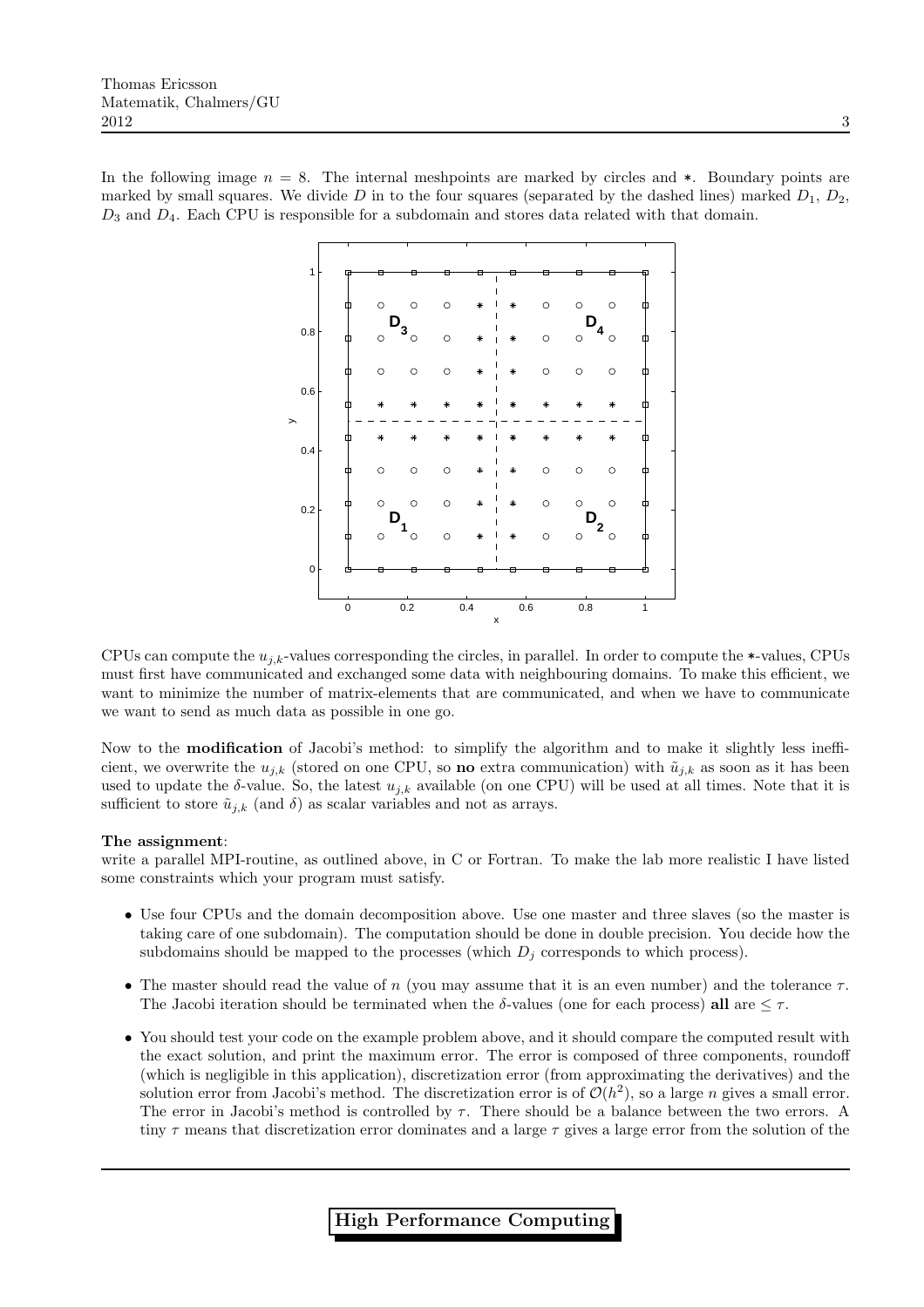In the following image $n = 8$. The internal meshpoints are marked by circles and $*$. Boundary points are marked by small squares. We divide $D$ in to the four squares (separated by the dashed lines) marked $D_1$, $D_2$, $D_3$ and $D_4$. Each CPU is responsible for a subdomain and stores data related with that domain.

CPUs can compute the $u_{j,k}$-values corresponding the circles, in parallel. In order to compute the $*$-values, CPUs must first have communicated and exchanged some data with neighbouring domains. To make this efficient, we want to minimize the number of matrix-elements that are communicated, and when we have to communicate we want to send as much data as possible in one go.

Now to the **modification** of Jacobi's method: to simplify the algorithm and to make it slightly less inefficient, we overwrite the $u_{j,k}$ (stored on one CPU, so **no** extra communication) with $\tilde{u}_{j,k}$ as soon as it has been used to update the $\delta$-value. So, the latest $u_{j,k}$ available (on one CPU) will be used at all times. Note that it is sufficient to store $\tilde{u}_{j,k}$ (and $\delta$) as scalar variables and not as arrays.

**The assignment**:
write a parallel MPI-routine, as outlined above, in C or Fortran. To make the lab more realistic I have listed some constraints which your program must satisfy.

- Use four CPUs and the domain decomposition above. Use one master and three slaves (so the master is taking care of one subdomain). The computation should be done in double precision. You decide how the subdomains should be mapped to the processes (which $D_j$ corresponds to which process).
- The master should read the value of $n$ (you may assume that it is an even number) and the tolerance $\tau$. The Jacobi iteration should be terminated when the $\delta$-values (one for each process) **all** are $\leq \tau$.
- You should test your code on the example problem above, and it should compare the computed result with the exact solution, and print the maximum error. The error is composed of three components, roundoff (which is negligible in this application), discretization error (from approximating the derivatives) and the solution error from Jacobi's method. The discretization error is of $\mathcal{O}(h^2)$, so a large $n$ gives a small error. The error in Jacobi's method is controlled by $\tau$. There should be a balance between the two errors. A tiny $\tau$ means that discretization error dominates and a large $\tau$ gives a large error from the solution of the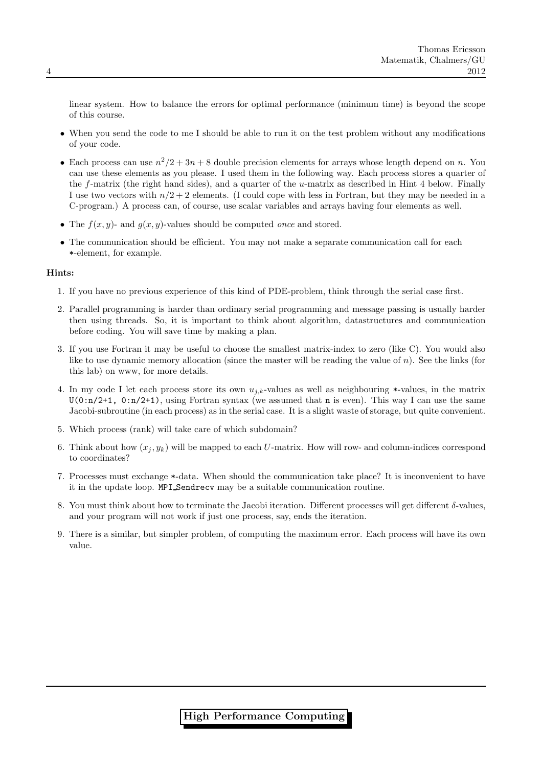linear system. How to balance the errors for optimal performance (minimum time) is beyond the scope of this course.

- When you send the code to me I should be able to run it on the test problem without any modifications of your code.
- Each process can use $n^2/2 + 3n + 8$ double precision elements for arrays whose length depend on $n$. You can use these elements as you please. I used them in the following way. Each process stores a quarter of the $f$-matrix (the right hand sides), and a quarter of the $u$-matrix as described in Hint 4 below. Finally I use two vectors with $n/2 + 2$ elements. (I could cope with less in Fortran, but they may be needed in a C-program.) A process can, of course, use scalar variables and arrays having four elements as well.
- The $f(x, y)$- and $g(x, y)$-values should be computed *once* and stored.
- The communication should be efficient. You may not make a separate communication call for each *-element, for example.

**Hints:**

1. If you have no previous experience of this kind of PDE-problem, think through the serial case first.
2. Parallel programming is harder than ordinary serial programming and message passing is usually harder then using threads. So, it is important to think about algorithm, datastructures and communication before coding. You will save time by making a plan.
3. If you use Fortran it may be useful to choose the smallest matrix-index to zero (like C). You would also like to use dynamic memory allocation (since the master will be reading the value of $n$). See the links (for this lab) on www, for more details.
4. In my code I let each process store its own $u_{j,k}$-values as well as neighbouring *-values, in the matrix `U(0:n/2+1, 0:n/2+1)`, using Fortran syntax (we assumed that `n` is even). This way I can use the same Jacobi-subroutine (in each process) as in the serial case. It is a slight waste of storage, but quite convenient.
5. Which process (rank) will take care of which subdomain?
6. Think about how $(x_j, y_k)$ will be mapped to each $U$-matrix. How will row- and column-indices correspond to coordinates?
7. Processes must exchange *-data. When should the communication take place? It is inconvenient to have it in the update loop. `MPI_Sendrecv` may be a suitable communication routine.
8. You must think about how to terminate the Jacobi iteration. Different processes will get different $\delta$-values, and your program will not work if just one process, say, ends the iteration.
9. There is a similar, but simpler problem, of computing the maximum error. Each process will have its own value.